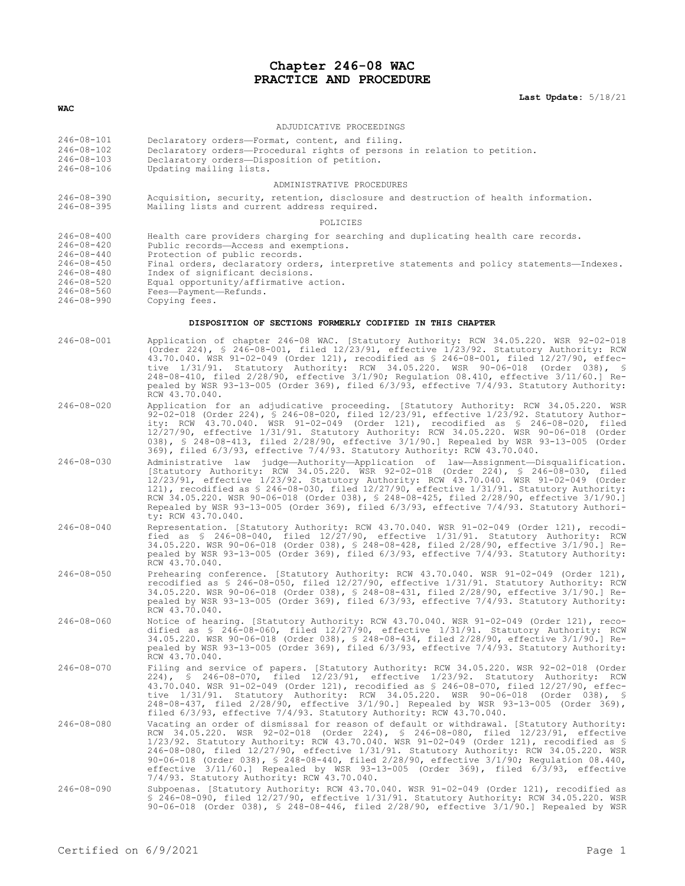# Chapter 246-08 WAC
# PRACTICE AND PROCEDURE

**Last Update:** 5/18/21

**WAC**

ADJUDICATIVE PROCEEDINGS

| | |
|---|---|
| 246-08-101 | Declaratory orders—Format, content, and filing. |
| 246-08-102 | Declaratory orders—Procedural rights of persons in relation to petition. |
| 246-08-103 | Declaratory orders—Disposition of petition. |
| 246-08-106 | Updating mailing lists. |

ADMINISTRATIVE PROCEDURES

| | |
|---|---|
| 246-08-390 | Acquisition, security, retention, disclosure and destruction of health information. |
| 246-08-395 | Mailing lists and current address required. |

POLICIES

| | |
|---|---|
| 246-08-400 | Health care providers charging for searching and duplicating health care records. |
| 246-08-420 | Public records—Access and exemptions. |
| 246-08-440 | Protection of public records. |
| 246-08-450 | Final orders, declaratory orders, interpretive statements and policy statements—Indexes. |
| 246-08-480 | Index of significant decisions. |
| 246-08-520 | Equal opportunity/affirmative action. |
| 246-08-560 | Fees—Payment—Refunds. |
| 246-08-990 | Copying fees. |

**DISPOSITION OF SECTIONS FORMERLY CODIFIED IN THIS CHAPTER**

246-08-001 Application of chapter 246-08 WAC. [Statutory Authority: RCW 34.05.220. WSR 92-02-018 (Order 224), § 246-08-001, filed 12/23/91, effective 1/23/92. Statutory Authority: RCW 43.70.040. WSR 91-02-049 (Order 121), recodified as § 246-08-001, filed 12/27/90, effective 1/31/91. Statutory Authority: RCW 34.05.220. WSR 90-06-018 (Order 038), § 248-08-410, filed 2/28/90, effective 3/1/90; Regulation 08.410, effective 3/11/60.] Repealed by WSR 93-13-005 (Order 369), filed 6/3/93, effective 7/4/93. Statutory Authority: RCW 43.70.040.

246-08-020 Application for an adjudicative proceeding. [Statutory Authority: RCW 34.05.220. WSR 92-02-018 (Order 224), § 246-08-020, filed 12/23/91, effective 1/23/92. Statutory Authority: RCW 43.70.040. WSR 91-02-049 (Order 121), recodified as § 246-08-020, filed 12/27/90, effective 1/31/91. Statutory Authority: RCW 34.05.220. WSR 90-06-018 (Order 038), § 248-08-413, filed 2/28/90, effective 3/1/90.] Repealed by WSR 93-13-005 (Order 369), filed 6/3/93, effective 7/4/93. Statutory Authority: RCW 43.70.040.

246-08-030 Administrative law judge—Authority—Application of law—Assignment—Disqualification. [Statutory Authority: RCW 34.05.220. WSR 92-02-018 (Order 224), § 246-08-030, filed 12/23/91, effective 1/23/92. Statutory Authority: RCW 43.70.040. WSR 91-02-049 (Order 121), recodified as § 246-08-030, filed 12/27/90, effective 1/31/91. Statutory Authority: RCW 34.05.220. WSR 90-06-018 (Order 038), § 248-08-425, filed 2/28/90, effective 3/1/90.] Repealed by WSR 93-13-005 (Order 369), filed 6/3/93, effective 7/4/93. Statutory Authority: RCW 43.70.040.

246-08-040 Representation. [Statutory Authority: RCW 43.70.040. WSR 91-02-049 (Order 121), recodified as § 246-08-040, filed 12/27/90, effective 1/31/91. Statutory Authority: RCW 34.05.220. WSR 90-06-018 (Order 038), § 248-08-428, filed 2/28/90, effective 3/1/90.] Repealed by WSR 93-13-005 (Order 369), filed 6/3/93, effective 7/4/93. Statutory Authority: RCW 43.70.040.

246-08-050 Prehearing conference. [Statutory Authority: RCW 43.70.040. WSR 91-02-049 (Order 121), recodified as § 246-08-050, filed 12/27/90, effective 1/31/91. Statutory Authority: RCW 34.05.220. WSR 90-06-018 (Order 038), § 248-08-431, filed 2/28/90, effective 3/1/90.] Repealed by WSR 93-13-005 (Order 369), filed 6/3/93, effective 7/4/93. Statutory Authority: RCW 43.70.040.

246-08-060 Notice of hearing. [Statutory Authority: RCW 43.70.040. WSR 91-02-049 (Order 121), recodified as § 246-08-060, filed 12/27/90, effective 1/31/91. Statutory Authority: RCW 34.05.220. WSR 90-06-018 (Order 038), § 248-08-434, filed 2/28/90, effective 3/1/90.] Repealed by WSR 93-13-005 (Order 369), filed 6/3/93, effective 7/4/93. Statutory Authority: RCW 43.70.040.

246-08-070 Filing and service of papers. [Statutory Authority: RCW 34.05.220. WSR 92-02-018 (Order 224), § 246-08-070, filed 12/23/91, effective 1/23/92. Statutory Authority: RCW 43.70.040. WSR 91-02-049 (Order 121), recodified as § 246-08-070, filed 12/27/90, effective 1/31/91. Statutory Authority: RCW 34.05.220. WSR 90-06-018 (Order 038), § 248-08-437, filed 2/28/90, effective 3/1/90.] Repealed by WSR 93-13-005 (Order 369), filed 6/3/93, effective 7/4/93. Statutory Authority: RCW 43.70.040.

246-08-080 Vacating an order of dismissal for reason of default or withdrawal. [Statutory Authority: RCW 34.05.220. WSR 92-02-018 (Order 224), § 246-08-080, filed 12/23/91, effective 1/23/92. Statutory Authority: RCW 43.70.040. WSR 91-02-049 (Order 121), recodified as § 246-08-080, filed 12/27/90, effective 1/31/91. Statutory Authority: RCW 34.05.220. WSR 90-06-018 (Order 038), § 248-08-440, filed 2/28/90, effective 3/1/90; Regulation 08.440, effective 3/11/60.] Repealed by WSR 93-13-005 (Order 369), filed 6/3/93, effective 7/4/93. Statutory Authority: RCW 43.70.040.

246-08-090 Subpoenas. [Statutory Authority: RCW 43.70.040. WSR 91-02-049 (Order 121), recodified as § 246-08-090, filed 12/27/90, effective 1/31/91. Statutory Authority: RCW 34.05.220. WSR 90-06-018 (Order 038), § 248-08-446, filed 2/28/90, effective 3/1/90.] Repealed by WSR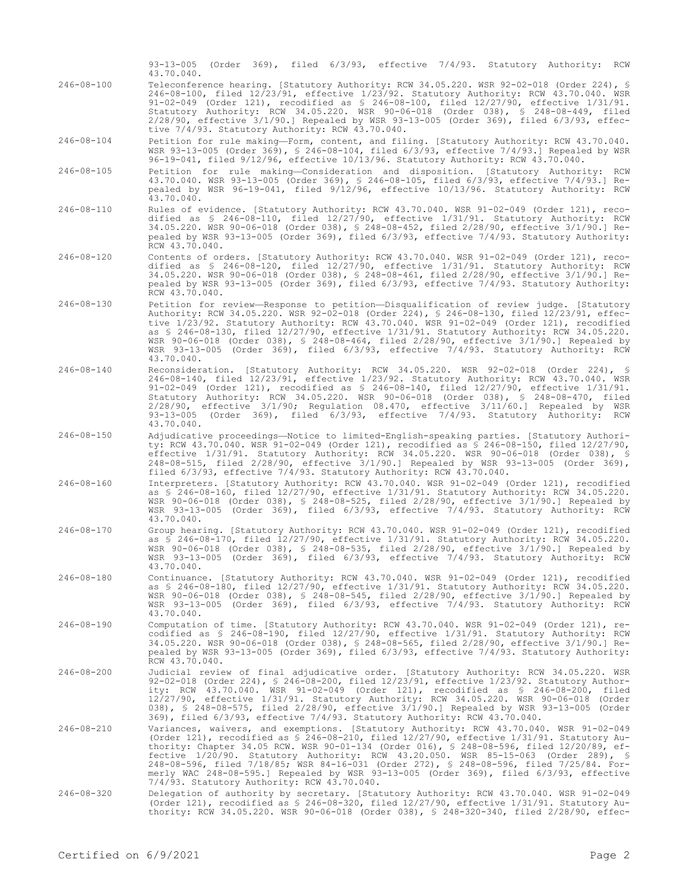93-13-005 (Order 369), filed 6/3/93, effective 7/4/93. Statutory Authority: RCW 43.70.040.

246-08-100 Teleconference hearing. [Statutory Authority: RCW 34.05.220. WSR 92-02-018 (Order 224), § 246-08-100, filed 12/23/91, effective 1/23/92. Statutory Authority: RCW 43.70.040. WSR 91-02-049 (Order 121), recodified as § 246-08-100, filed 12/27/90, effective 1/31/91. Statutory Authority: RCW 34.05.220. WSR 90-06-018 (Order 038), § 248-08-449, filed 2/28/90, effective 3/1/90.] Repealed by WSR 93-13-005 (Order 369), filed 6/3/93, effective 7/4/93. Statutory Authority: RCW 43.70.040.

246-08-104 Petition for rule making—Form, content, and filing. [Statutory Authority: RCW 43.70.040. WSR 93-13-005 (Order 369), § 246-08-104, filed 6/3/93, effective 7/4/93.] Repealed by WSR 96-19-041, filed 9/12/96, effective 10/13/96. Statutory Authority: RCW 43.70.040.

246-08-105 Petition for rule making—Consideration and disposition. [Statutory Authority: RCW 43.70.040. WSR 93-13-005 (Order 369), § 246-08-105, filed 6/3/93, effective 7/4/93.] Repealed by WSR 96-19-041, filed 9/12/96, effective 10/13/96. Statutory Authority: RCW 43.70.040.

246-08-110 Rules of evidence. [Statutory Authority: RCW 43.70.040. WSR 91-02-049 (Order 121), recodified as § 246-08-110, filed 12/27/90, effective 1/31/91. Statutory Authority: RCW 34.05.220. WSR 90-06-018 (Order 038), § 248-08-452, filed 2/28/90, effective 3/1/90.] Repealed by WSR 93-13-005 (Order 369), filed 6/3/93, effective 7/4/93. Statutory Authority: RCW 43.70.040.

246-08-120 Contents of orders. [Statutory Authority: RCW 43.70.040. WSR 91-02-049 (Order 121), recodified as § 246-08-120, filed 12/27/90, effective 1/31/91. Statutory Authority: RCW 34.05.220. WSR 90-06-018 (Order 038), § 248-08-461, filed 2/28/90, effective 3/1/90.] Repealed by WSR 93-13-005 (Order 369), filed 6/3/93, effective 7/4/93. Statutory Authority: RCW 43.70.040.

246-08-130 Petition for review—Response to petition—Disqualification of review judge. [Statutory Authority: RCW 34.05.220. WSR 92-02-018 (Order 224), § 246-08-130, filed 12/23/91, effective 1/23/92. Statutory Authority: RCW 43.70.040. WSR 91-02-049 (Order 121), recodified as § 246-08-130, filed 12/27/90, effective 1/31/91. Statutory Authority: RCW 34.05.220. WSR 90-06-018 (Order 038), § 248-08-464, filed 2/28/90, effective 3/1/90.] Repealed by WSR 93-13-005 (Order 369), filed 6/3/93, effective 7/4/93. Statutory Authority: RCW 43.70.040.

246-08-140 Reconsideration. [Statutory Authority: RCW 34.05.220. WSR 92-02-018 (Order 224), § 246-08-140, filed 12/23/91, effective 1/23/92. Statutory Authority: RCW 43.70.040. WSR 91-02-049 (Order 121), recodified as § 246-08-140, filed 12/27/90, effective 1/31/91. Statutory Authority: RCW 34.05.220. WSR 90-06-018 (Order 038), § 248-08-470, filed 2/28/90, effective 3/1/90; Regulation 08.470, effective 3/11/60.] Repealed by WSR 93-13-005 (Order 369), filed 6/3/93, effective 7/4/93. Statutory Authority: RCW 43.70.040.

246-08-150 Adjudicative proceedings—Notice to limited-English-speaking parties. [Statutory Authority: RCW 43.70.040. WSR 91-02-049 (Order 121), recodified as § 246-08-150, filed 12/27/90, effective 1/31/91. Statutory Authority: RCW 34.05.220. WSR 90-06-018 (Order 038), § 248-08-515, filed 2/28/90, effective 3/1/90.] Repealed by WSR 93-13-005 (Order 369), filed 6/3/93, effective 7/4/93. Statutory Authority: RCW 43.70.040.

246-08-160 Interpreters. [Statutory Authority: RCW 43.70.040. WSR 91-02-049 (Order 121), recodified as § 246-08-160, filed 12/27/90, effective 1/31/91. Statutory Authority: RCW 34.05.220. WSR 90-06-018 (Order 038), § 248-08-525, filed 2/28/90, effective 3/1/90.] Repealed by WSR 93-13-005 (Order 369), filed 6/3/93, effective 7/4/93. Statutory Authority: RCW 43.70.040.

246-08-170 Group hearing. [Statutory Authority: RCW 43.70.040. WSR 91-02-049 (Order 121), recodified as § 246-08-170, filed 12/27/90, effective 1/31/91. Statutory Authority: RCW 34.05.220. WSR 90-06-018 (Order 038), § 248-08-535, filed 2/28/90, effective 3/1/90.] Repealed by WSR 93-13-005 (Order 369), filed 6/3/93, effective 7/4/93. Statutory Authority: RCW 43.70.040.

246-08-180 Continuance. [Statutory Authority: RCW 43.70.040. WSR 91-02-049 (Order 121), recodified as § 246-08-180, filed 12/27/90, effective 1/31/91. Statutory Authority: RCW 34.05.220. WSR 90-06-018 (Order 038), § 248-08-545, filed 2/28/90, effective 3/1/90.] Repealed by WSR 93-13-005 (Order 369), filed 6/3/93, effective 7/4/93. Statutory Authority: RCW 43.70.040.

246-08-190 Computation of time. [Statutory Authority: RCW 43.70.040. WSR 91-02-049 (Order 121), recodified as § 246-08-190, filed 12/27/90, effective 1/31/91. Statutory Authority: RCW 34.05.220. WSR 90-06-018 (Order 038), § 248-08-565, filed 2/28/90, effective 3/1/90.] Repealed by WSR 93-13-005 (Order 369), filed 6/3/93, effective 7/4/93. Statutory Authority: RCW 43.70.040.

246-08-200 Judicial review of final adjudicative order. [Statutory Authority: RCW 34.05.220. WSR 92-02-018 (Order 224), § 246-08-200, filed 12/23/91, effective 1/23/92. Statutory Authority: RCW 43.70.040. WSR 91-02-049 (Order 121), recodified as § 246-08-200, filed 12/27/90, effective 1/31/91. Statutory Authority: RCW 34.05.220. WSR 90-06-018 (Order 038), § 248-08-575, filed 2/28/90, effective 3/1/90.] Repealed by WSR 93-13-005 (Order 369), filed 6/3/93, effective 7/4/93. Statutory Authority: RCW 43.70.040.

246-08-210 Variances, waivers, and exemptions. [Statutory Authority: RCW 43.70.040. WSR 91-02-049 (Order 121), recodified as § 246-08-210, filed 12/27/90, effective 1/31/91. Statutory Authority: Chapter 34.05 RCW. WSR 90-01-134 (Order 016), § 248-08-596, filed 12/20/89, effective 1/20/90. Statutory Authority: RCW 43.20.050. WSR 85-15-063 (Order 289), § 248-08-596, filed 7/18/85; WSR 84-16-031 (Order 272), § 248-08-596, filed 7/25/84. Formerly WAC 248-08-595.] Repealed by WSR 93-13-005 (Order 369), filed 6/3/93, effective 7/4/93. Statutory Authority: RCW 43.70.040.

246-08-320 Delegation of authority by secretary. [Statutory Authority: RCW 43.70.040. WSR 91-02-049 (Order 121), recodified as § 246-08-320, filed 12/27/90, effective 1/31/91. Statutory Authority: RCW 34.05.220. WSR 90-06-018 (Order 038), § 248-320-340, filed 2/28/90, effec-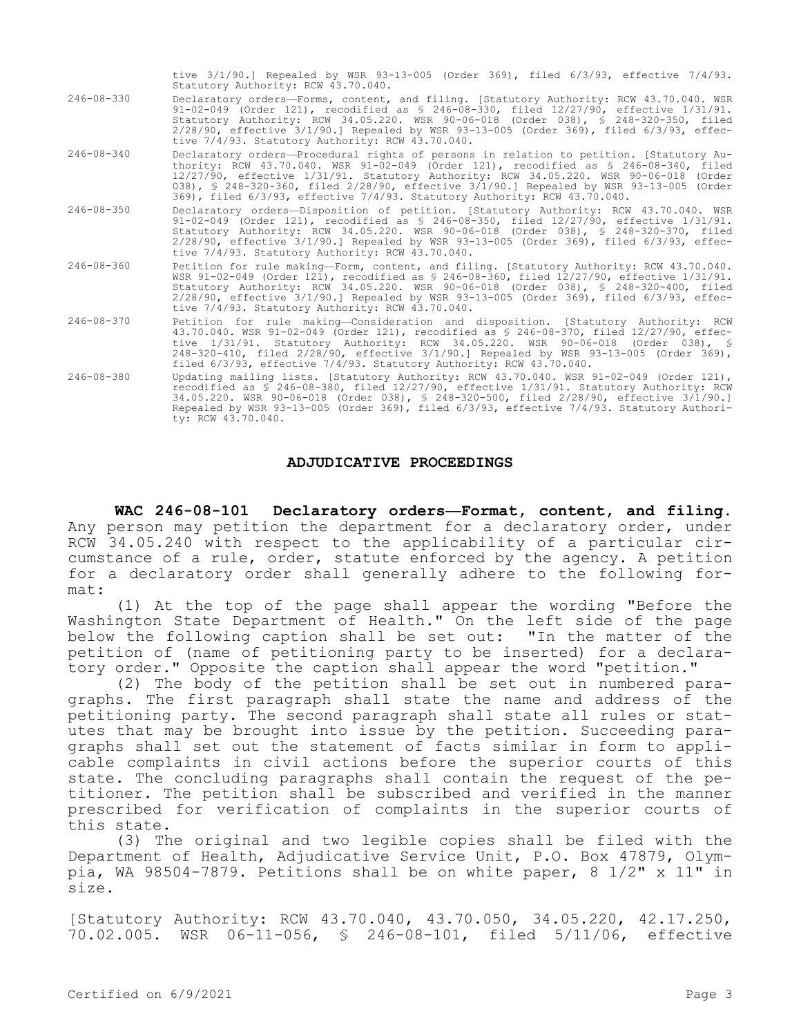tive 3/1/90.] Repealed by WSR 93-13-005 (Order 369), filed 6/3/93, effective 7/4/93. Statutory Authority: RCW 43.70.040.

246-08-330 Declaratory orders—Forms, content, and filing. [Statutory Authority: RCW 43.70.040. WSR 91-02-049 (Order 121), recodified as § 246-08-330, filed 12/27/90, effective 1/31/91. Statutory Authority: RCW 34.05.220. WSR 90-06-018 (Order 038), § 248-320-350, filed 2/28/90, effective 3/1/90.] Repealed by WSR 93-13-005 (Order 369), filed 6/3/93, effective 7/4/93. Statutory Authority: RCW 43.70.040.

246-08-340 Declaratory orders—Procedural rights of persons in relation to petition. [Statutory Authority: RCW 43.70.040. WSR 91-02-049 (Order 121), recodified as § 246-08-340, filed 12/27/90, effective 1/31/91. Statutory Authority: RCW 34.05.220. WSR 90-06-018 (Order 038), § 248-320-360, filed 2/28/90, effective 3/1/90.] Repealed by WSR 93-13-005 (Order 369), filed 6/3/93, effective 7/4/93. Statutory Authority: RCW 43.70.040.

246-08-350 Declaratory orders—Disposition of petition. [Statutory Authority: RCW 43.70.040. WSR 91-02-049 (Order 121), recodified as § 246-08-350, filed 12/27/90, effective 1/31/91. Statutory Authority: RCW 34.05.220. WSR 90-06-018 (Order 038), § 248-320-370, filed 2/28/90, effective 3/1/90.] Repealed by WSR 93-13-005 (Order 369), filed 6/3/93, effective 7/4/93. Statutory Authority: RCW 43.70.040.

246-08-360 Petition for rule making—Form, content, and filing. [Statutory Authority: RCW 43.70.040. WSR 91-02-049 (Order 121), recodified as § 246-08-360, filed 12/27/90, effective 1/31/91. Statutory Authority: RCW 34.05.220. WSR 90-06-018 (Order 038), § 248-320-400, filed 2/28/90, effective 3/1/90.] Repealed by WSR 93-13-005 (Order 369), filed 6/3/93, effective 7/4/93. Statutory Authority: RCW 43.70.040.

246-08-370 Petition for rule making—Consideration and disposition. [Statutory Authority: RCW 43.70.040. WSR 91-02-049 (Order 121), recodified as § 246-08-370, filed 12/27/90, effective 1/31/91. Statutory Authority: RCW 34.05.220. WSR 90-06-018 (Order 038), § 248-320-410, filed 2/28/90, effective 3/1/90.] Repealed by WSR 93-13-005 (Order 369), filed 6/3/93, effective 7/4/93. Statutory Authority: RCW 43.70.040.

246-08-380 Updating mailing lists. [Statutory Authority: RCW 43.70.040. WSR 91-02-049 (Order 121), recodified as § 246-08-380, filed 12/27/90, effective 1/31/91. Statutory Authority: RCW 34.05.220. WSR 90-06-018 (Order 038), § 248-320-500, filed 2/28/90, effective 3/1/90.] Repealed by WSR 93-13-005 (Order 369), filed 6/3/93, effective 7/4/93. Statutory Authority: RCW 43.70.040.

## ADJUDICATIVE PROCEEDINGS

**WAC 246-08-101 Declaratory orders—Format, content, and filing.** Any person may petition the department for a declaratory order, under RCW 34.05.240 with respect to the applicability of a particular circumstance of a rule, order, statute enforced by the agency. A petition for a declaratory order shall generally adhere to the following format:

(1) At the top of the page shall appear the wording "Before the Washington State Department of Health." On the left side of the page below the following caption shall be set out: "In the matter of the petition of (name of petitioning party to be inserted) for a declaratory order." Opposite the caption shall appear the word "petition."

(2) The body of the petition shall be set out in numbered paragraphs. The first paragraph shall state the name and address of the petitioning party. The second paragraph shall state all rules or statutes that may be brought into issue by the petition. Succeeding paragraphs shall set out the statement of facts similar in form to applicable complaints in civil actions before the superior courts of this state. The concluding paragraphs shall contain the request of the petitioner. The petition shall be subscribed and verified in the manner prescribed for verification of complaints in the superior courts of this state.

(3) The original and two legible copies shall be filed with the Department of Health, Adjudicative Service Unit, P.O. Box 47879, Olympia, WA 98504-7879. Petitions shall be on white paper, 8 1/2" x 11" in size.

[Statutory Authority: RCW 43.70.040, 43.70.050, 34.05.220, 42.17.250, 70.02.005. WSR 06-11-056, § 246-08-101, filed 5/11/06, effective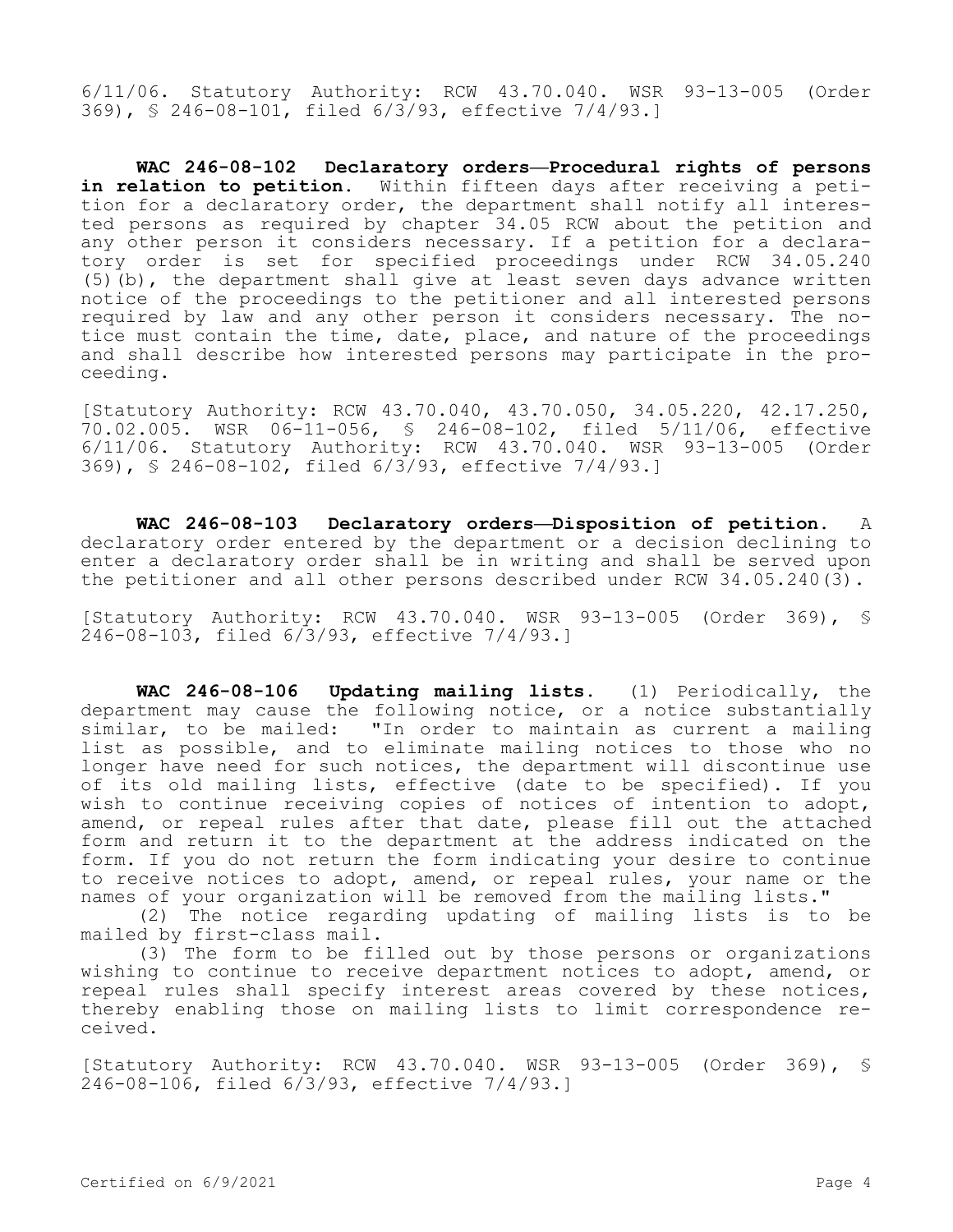6/11/06. Statutory Authority: RCW 43.70.040. WSR 93-13-005 (Order 369), § 246-08-101, filed 6/3/93, effective 7/4/93.]

**WAC 246-08-102 Declaratory orders—Procedural rights of persons in relation to petition.** Within fifteen days after receiving a petition for a declaratory order, the department shall notify all interested persons as required by chapter 34.05 RCW about the petition and any other person it considers necessary. If a petition for a declaratory order is set for specified proceedings under RCW 34.05.240 (5)(b), the department shall give at least seven days advance written notice of the proceedings to the petitioner and all interested persons required by law and any other person it considers necessary. The notice must contain the time, date, place, and nature of the proceedings and shall describe how interested persons may participate in the proceeding.

[Statutory Authority: RCW 43.70.040, 43.70.050, 34.05.220, 42.17.250, 70.02.005. WSR 06-11-056, § 246-08-102, filed 5/11/06, effective 6/11/06. Statutory Authority: RCW 43.70.040. WSR 93-13-005 (Order 369), § 246-08-102, filed 6/3/93, effective 7/4/93.]

**WAC 246-08-103 Declaratory orders—Disposition of petition.** A declaratory order entered by the department or a decision declining to enter a declaratory order shall be in writing and shall be served upon the petitioner and all other persons described under RCW 34.05.240(3).

[Statutory Authority: RCW 43.70.040. WSR 93-13-005 (Order 369), § 246-08-103, filed 6/3/93, effective 7/4/93.]

**WAC 246-08-106 Updating mailing lists.** (1) Periodically, the department may cause the following notice, or a notice substantially similar, to be mailed: "In order to maintain as current a mailing list as possible, and to eliminate mailing notices to those who no longer have need for such notices, the department will discontinue use of its old mailing lists, effective (date to be specified). If you wish to continue receiving copies of notices of intention to adopt, amend, or repeal rules after that date, please fill out the attached form and return it to the department at the address indicated on the form. If you do not return the form indicating your desire to continue to receive notices to adopt, amend, or repeal rules, your name or the names of your organization will be removed from the mailing lists."

(2) The notice regarding updating of mailing lists is to be mailed by first-class mail.

(3) The form to be filled out by those persons or organizations wishing to continue to receive department notices to adopt, amend, or repeal rules shall specify interest areas covered by these notices, thereby enabling those on mailing lists to limit correspondence received.

[Statutory Authority: RCW 43.70.040. WSR 93-13-005 (Order 369), § 246-08-106, filed 6/3/93, effective 7/4/93.]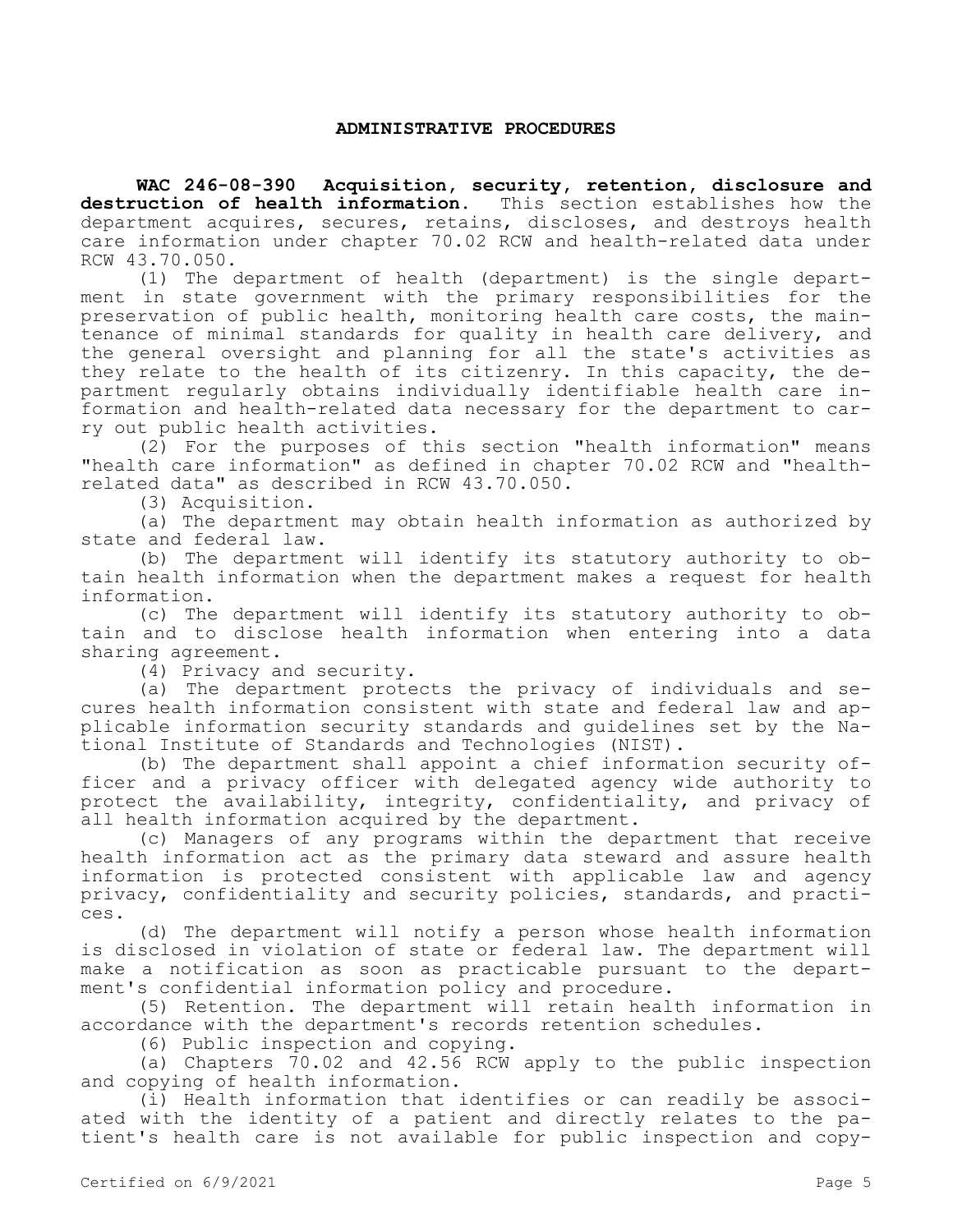**ADMINISTRATIVE PROCEDURES**

**WAC 246-08-390 Acquisition, security, retention, disclosure and destruction of health information.** This section establishes how the department acquires, secures, retains, discloses, and destroys health care information under chapter 70.02 RCW and health-related data under RCW 43.70.050.

(1) The department of health (department) is the single department in state government with the primary responsibilities for the preservation of public health, monitoring health care costs, the maintenance of minimal standards for quality in health care delivery, and the general oversight and planning for all the state's activities as they relate to the health of its citizenry. In this capacity, the department regularly obtains individually identifiable health care information and health-related data necessary for the department to carry out public health activities.

(2) For the purposes of this section "health information" means "health care information" as defined in chapter 70.02 RCW and "health-related data" as described in RCW 43.70.050.

(3) Acquisition.

(a) The department may obtain health information as authorized by state and federal law.

(b) The department will identify its statutory authority to obtain health information when the department makes a request for health information.

(c) The department will identify its statutory authority to obtain and to disclose health information when entering into a data sharing agreement.

(4) Privacy and security.

(a) The department protects the privacy of individuals and secures health information consistent with state and federal law and applicable information security standards and guidelines set by the National Institute of Standards and Technologies (NIST).

(b) The department shall appoint a chief information security officer and a privacy officer with delegated agency wide authority to protect the availability, integrity, confidentiality, and privacy of all health information acquired by the department.

(c) Managers of any programs within the department that receive health information act as the primary data steward and assure health information is protected consistent with applicable law and agency privacy, confidentiality and security policies, standards, and practices.

(d) The department will notify a person whose health information is disclosed in violation of state or federal law. The department will make a notification as soon as practicable pursuant to the department's confidential information policy and procedure.

(5) Retention. The department will retain health information in accordance with the department's records retention schedules.

(6) Public inspection and copying.

(a) Chapters 70.02 and 42.56 RCW apply to the public inspection and copying of health information.

(i) Health information that identifies or can readily be associated with the identity of a patient and directly relates to the patient's health care is not available for public inspection and copy-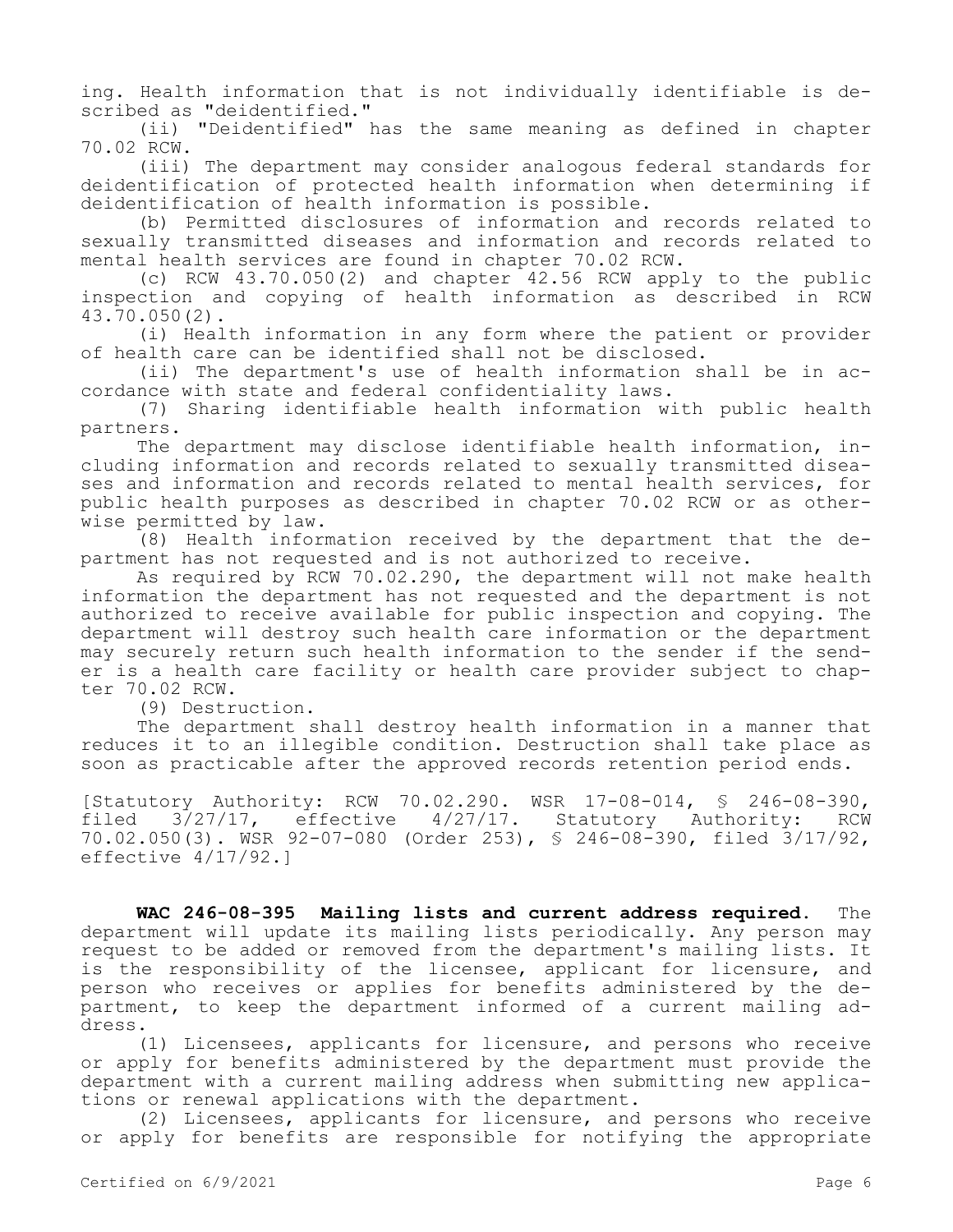ing. Health information that is not individually identifiable is described as "deidentified."

(ii) "Deidentified" has the same meaning as defined in chapter 70.02 RCW.

(iii) The department may consider analogous federal standards for deidentification of protected health information when determining if deidentification of health information is possible.

(b) Permitted disclosures of information and records related to sexually transmitted diseases and information and records related to mental health services are found in chapter 70.02 RCW.

(c) RCW 43.70.050(2) and chapter 42.56 RCW apply to the public inspection and copying of health information as described in RCW 43.70.050(2).

(i) Health information in any form where the patient or provider of health care can be identified shall not be disclosed.

(ii) The department's use of health information shall be in accordance with state and federal confidentiality laws.

(7) Sharing identifiable health information with public health partners.

The department may disclose identifiable health information, including information and records related to sexually transmitted diseases and information and records related to mental health services, for public health purposes as described in chapter 70.02 RCW or as otherwise permitted by law.

(8) Health information received by the department that the department has not requested and is not authorized to receive.

As required by RCW 70.02.290, the department will not make health information the department has not requested and the department is not authorized to receive available for public inspection and copying. The department will destroy such health care information or the department may securely return such health information to the sender if the sender is a health care facility or health care provider subject to chapter 70.02 RCW.

(9) Destruction.

The department shall destroy health information in a manner that reduces it to an illegible condition. Destruction shall take place as soon as practicable after the approved records retention period ends.

[Statutory Authority: RCW 70.02.290. WSR 17-08-014, § 246-08-390, filed 3/27/17, effective 4/27/17. Statutory Authority: RCW 70.02.050(3). WSR 92-07-080 (Order 253), § 246-08-390, filed 3/17/92, effective 4/17/92.]

**WAC 246-08-395 Mailing lists and current address required.** The department will update its mailing lists periodically. Any person may request to be added or removed from the department's mailing lists. It is the responsibility of the licensee, applicant for licensure, and person who receives or applies for benefits administered by the department, to keep the department informed of a current mailing address.

(1) Licensees, applicants for licensure, and persons who receive or apply for benefits administered by the department must provide the department with a current mailing address when submitting new applications or renewal applications with the department.

(2) Licensees, applicants for licensure, and persons who receive or apply for benefits are responsible for notifying the appropriate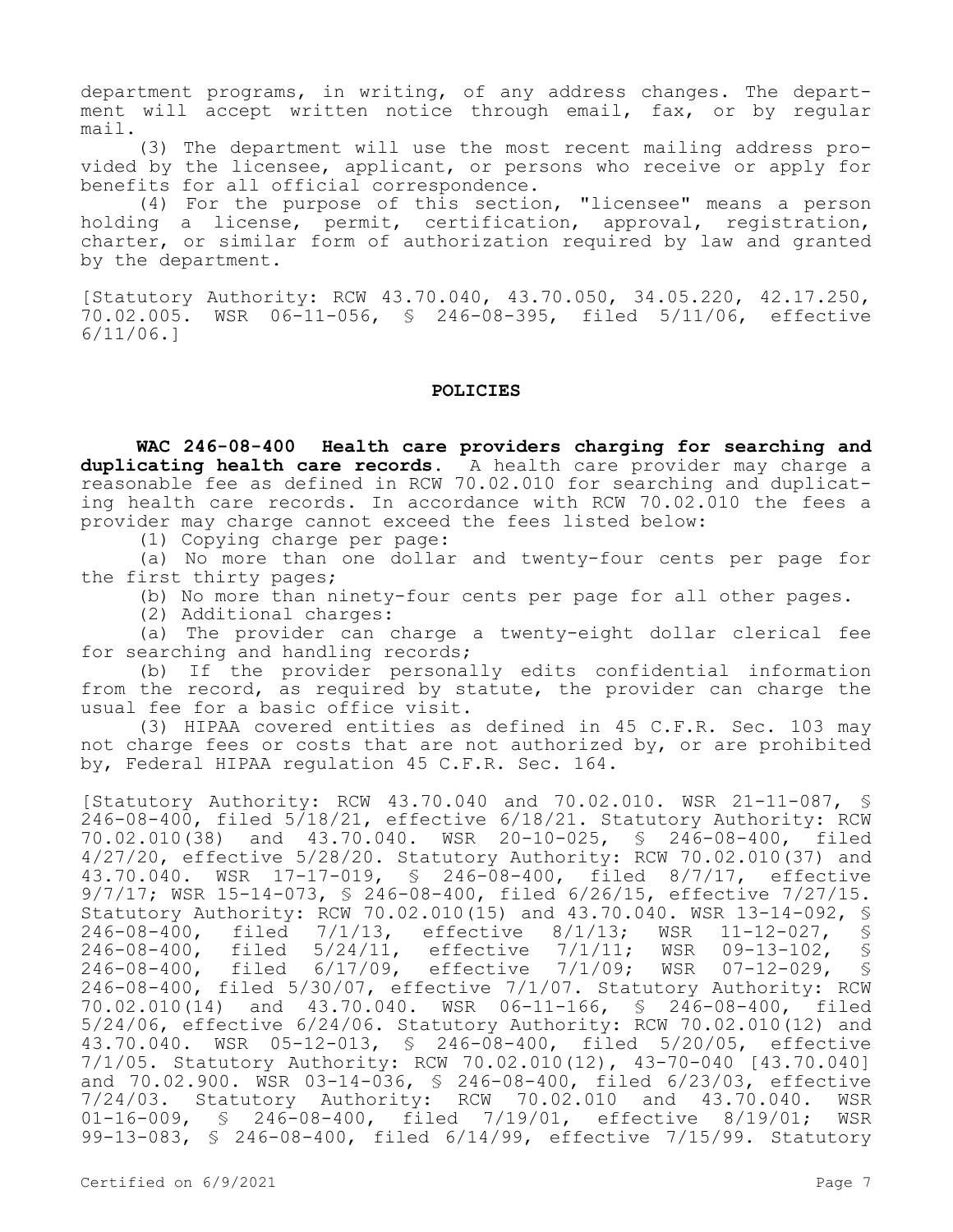department programs, in writing, of any address changes. The department will accept written notice through email, fax, or by regular mail.

(3) The department will use the most recent mailing address provided by the licensee, applicant, or persons who receive or apply for benefits for all official correspondence.

(4) For the purpose of this section, "licensee" means a person holding a license, permit, certification, approval, registration, charter, or similar form of authorization required by law and granted by the department.

[Statutory Authority: RCW 43.70.040, 43.70.050, 34.05.220, 42.17.250, 70.02.005. WSR 06-11-056, § 246-08-395, filed 5/11/06, effective 6/11/06.]

## POLICIES

**WAC 246-08-400 Health care providers charging for searching and duplicating health care records.** A health care provider may charge a reasonable fee as defined in RCW 70.02.010 for searching and duplicating health care records. In accordance with RCW 70.02.010 the fees a provider may charge cannot exceed the fees listed below:

(1) Copying charge per page:

(a) No more than one dollar and twenty-four cents per page for the first thirty pages;

(b) No more than ninety-four cents per page for all other pages.

(2) Additional charges:

(a) The provider can charge a twenty-eight dollar clerical fee for searching and handling records;

(b) If the provider personally edits confidential information from the record, as required by statute, the provider can charge the usual fee for a basic office visit.

(3) HIPAA covered entities as defined in 45 C.F.R. Sec. 103 may not charge fees or costs that are not authorized by, or are prohibited by, Federal HIPAA regulation 45 C.F.R. Sec. 164.

[Statutory Authority: RCW 43.70.040 and 70.02.010. WSR 21-11-087, § 246-08-400, filed 5/18/21, effective 6/18/21. Statutory Authority: RCW 70.02.010(38) and 43.70.040. WSR 20-10-025, § 246-08-400, filed 4/27/20, effective 5/28/20. Statutory Authority: RCW 70.02.010(37) and 43.70.040. WSR 17-17-019, § 246-08-400, filed 8/7/17, effective 9/7/17; WSR 15-14-073, § 246-08-400, filed 6/26/15, effective 7/27/15. Statutory Authority: RCW 70.02.010(15) and 43.70.040. WSR 13-14-092, § 246-08-400, filed 7/1/13, effective 8/1/13; WSR 11-12-027, § 246-08-400, filed 5/24/11, effective 7/1/11; WSR 09-13-102, § 246-08-400, filed 6/17/09, effective 7/1/09; WSR 07-12-029, § 246-08-400, filed 5/30/07, effective 7/1/07. Statutory Authority: RCW 70.02.010(14) and 43.70.040. WSR 06-11-166, § 246-08-400, filed 5/24/06, effective 6/24/06. Statutory Authority: RCW 70.02.010(12) and 43.70.040. WSR 05-12-013, § 246-08-400, filed 5/20/05, effective 7/1/05. Statutory Authority: RCW 70.02.010(12), 43-70-040 [43.70.040] and 70.02.900. WSR 03-14-036, § 246-08-400, filed 6/23/03, effective 7/24/03. Statutory Authority: RCW 70.02.010 and 43.70.040. WSR 01-16-009, § 246-08-400, filed 7/19/01, effective 8/19/01; WSR 99-13-083, § 246-08-400, filed 6/14/99, effective 7/15/99. Statutory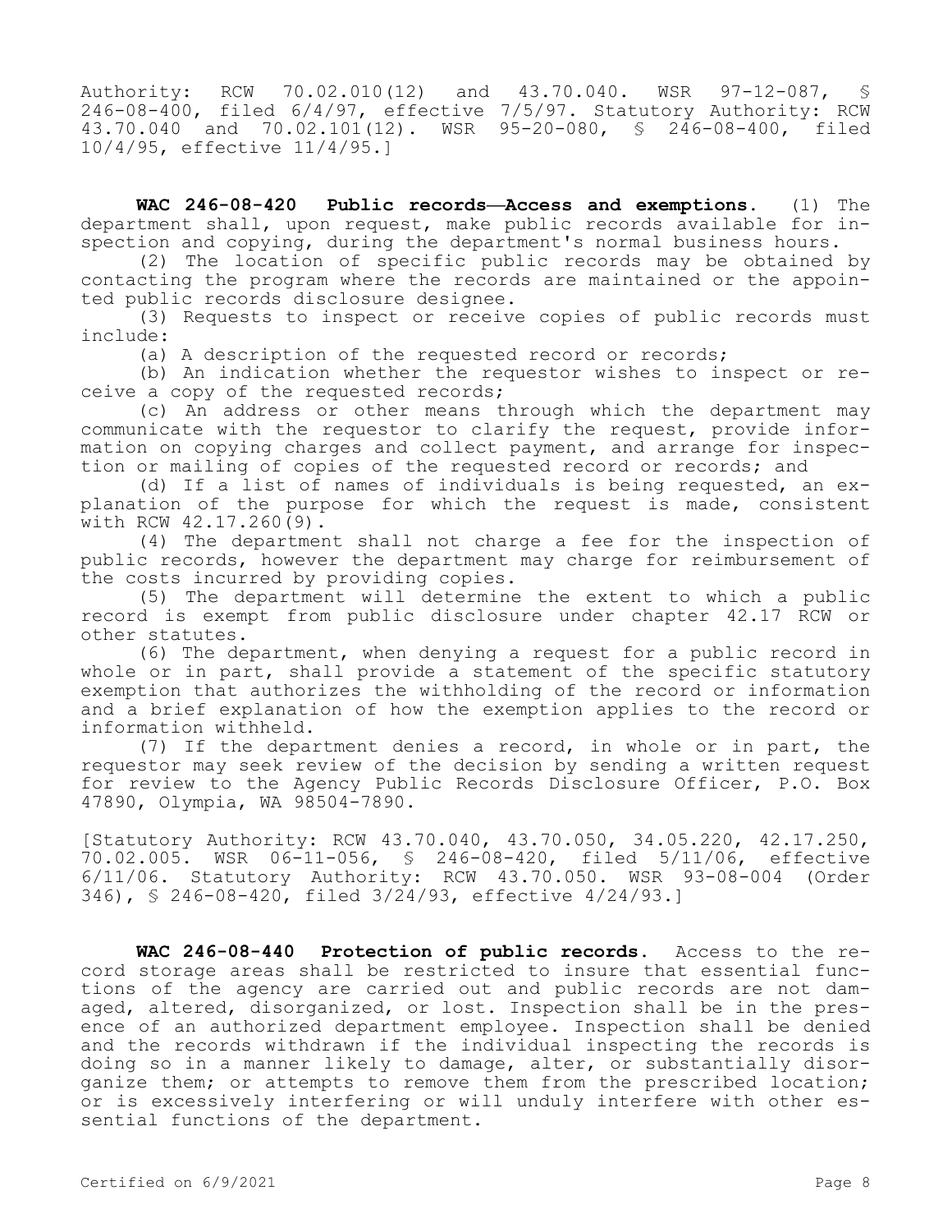Authority: RCW 70.02.010(12) and 43.70.040. WSR 97-12-087, § 246-08-400, filed 6/4/97, effective 7/5/97. Statutory Authority: RCW 43.70.040 and 70.02.101(12). WSR 95-20-080, § 246-08-400, filed 10/4/95, effective 11/4/95.]

**WAC 246-08-420 Public records—Access and exemptions.** (1) The department shall, upon request, make public records available for inspection and copying, during the department's normal business hours.

(2) The location of specific public records may be obtained by contacting the program where the records are maintained or the appointed public records disclosure designee.

(3) Requests to inspect or receive copies of public records must include:

(a) A description of the requested record or records;

(b) An indication whether the requestor wishes to inspect or receive a copy of the requested records;

(c) An address or other means through which the department may communicate with the requestor to clarify the request, provide information on copying charges and collect payment, and arrange for inspection or mailing of copies of the requested record or records; and

(d) If a list of names of individuals is being requested, an explanation of the purpose for which the request is made, consistent with RCW 42.17.260(9).

(4) The department shall not charge a fee for the inspection of public records, however the department may charge for reimbursement of the costs incurred by providing copies.

(5) The department will determine the extent to which a public record is exempt from public disclosure under chapter 42.17 RCW or other statutes.

(6) The department, when denying a request for a public record in whole or in part, shall provide a statement of the specific statutory exemption that authorizes the withholding of the record or information and a brief explanation of how the exemption applies to the record or information withheld.

(7) If the department denies a record, in whole or in part, the requestor may seek review of the decision by sending a written request for review to the Agency Public Records Disclosure Officer, P.O. Box 47890, Olympia, WA 98504-7890.

[Statutory Authority: RCW 43.70.040, 43.70.050, 34.05.220, 42.17.250, 70.02.005. WSR 06-11-056, § 246-08-420, filed 5/11/06, effective 6/11/06. Statutory Authority: RCW 43.70.050. WSR 93-08-004 (Order 346), § 246-08-420, filed 3/24/93, effective 4/24/93.]

**WAC 246-08-440 Protection of public records.** Access to the record storage areas shall be restricted to insure that essential functions of the agency are carried out and public records are not damaged, altered, disorganized, or lost. Inspection shall be in the presence of an authorized department employee. Inspection shall be denied and the records withdrawn if the individual inspecting the records is doing so in a manner likely to damage, alter, or substantially disorganize them; or attempts to remove them from the prescribed location; or is excessively interfering or will unduly interfere with other essential functions of the department.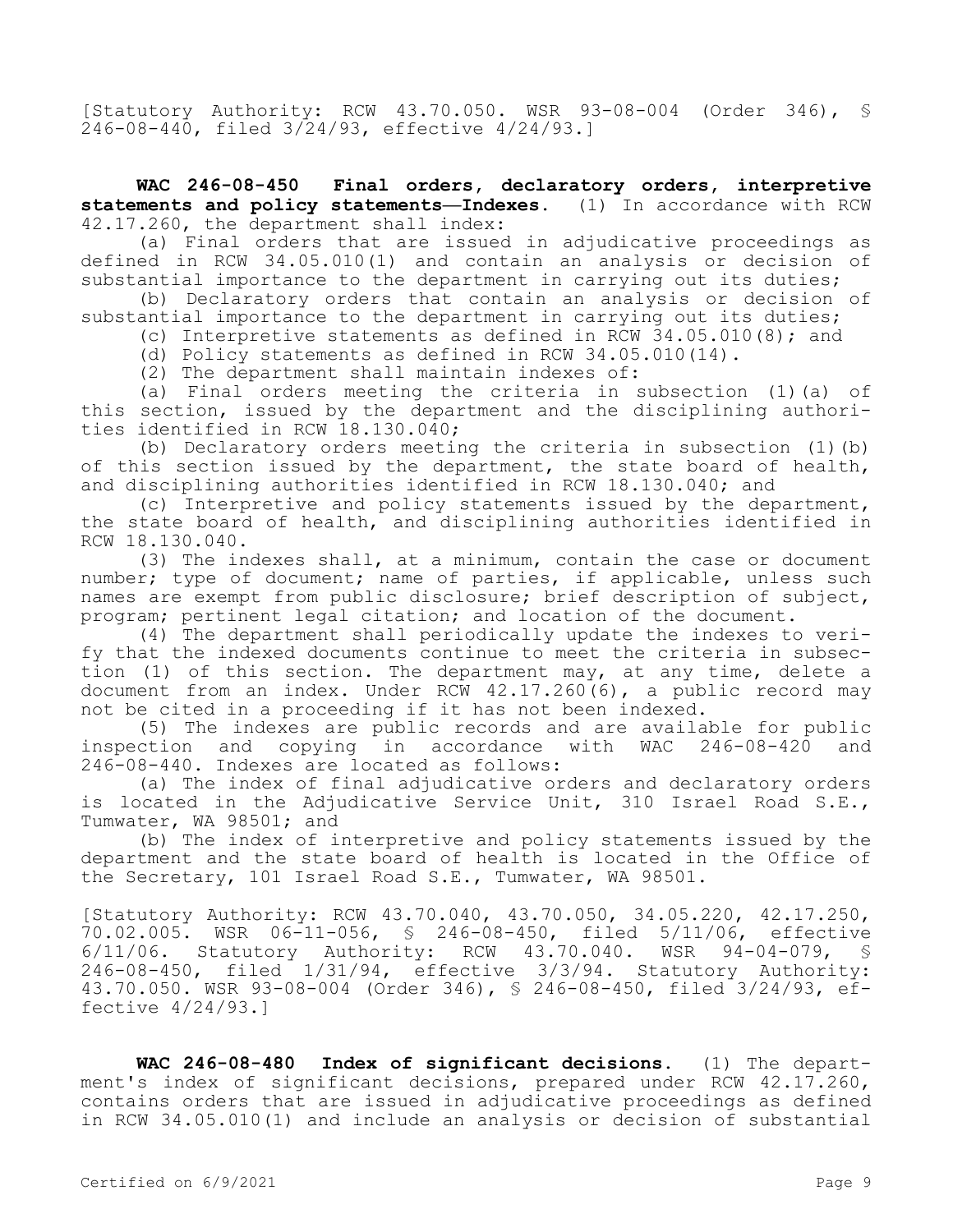[Statutory Authority: RCW 43.70.050. WSR 93-08-004 (Order 346), § 246-08-440, filed 3/24/93, effective 4/24/93.]

**WAC 246-08-450 Final orders, declaratory orders, interpretive statements and policy statements—Indexes.** (1) In accordance with RCW 42.17.260, the department shall index:

(a) Final orders that are issued in adjudicative proceedings as defined in RCW 34.05.010(1) and contain an analysis or decision of substantial importance to the department in carrying out its duties;

(b) Declaratory orders that contain an analysis or decision of substantial importance to the department in carrying out its duties;

(c) Interpretive statements as defined in RCW 34.05.010(8); and

(d) Policy statements as defined in RCW 34.05.010(14).

(2) The department shall maintain indexes of:

(a) Final orders meeting the criteria in subsection (1)(a) of this section, issued by the department and the disciplining authorities identified in RCW 18.130.040;

(b) Declaratory orders meeting the criteria in subsection (1)(b) of this section issued by the department, the state board of health, and disciplining authorities identified in RCW 18.130.040; and

(c) Interpretive and policy statements issued by the department, the state board of health, and disciplining authorities identified in RCW 18.130.040.

(3) The indexes shall, at a minimum, contain the case or document number; type of document; name of parties, if applicable, unless such names are exempt from public disclosure; brief description of subject, program; pertinent legal citation; and location of the document.

(4) The department shall periodically update the indexes to verify that the indexed documents continue to meet the criteria in subsection (1) of this section. The department may, at any time, delete a document from an index. Under RCW 42.17.260(6), a public record may not be cited in a proceeding if it has not been indexed.

(5) The indexes are public records and are available for public inspection and copying in accordance with WAC 246-08-420 and 246-08-440. Indexes are located as follows:

(a) The index of final adjudicative orders and declaratory orders is located in the Adjudicative Service Unit, 310 Israel Road S.E., Tumwater, WA 98501; and

(b) The index of interpretive and policy statements issued by the department and the state board of health is located in the Office of the Secretary, 101 Israel Road S.E., Tumwater, WA 98501.

[Statutory Authority: RCW 43.70.040, 43.70.050, 34.05.220, 42.17.250, 70.02.005. WSR 06-11-056, § 246-08-450, filed 5/11/06, effective 6/11/06. Statutory Authority: RCW 43.70.040. WSR 94-04-079, § 246-08-450, filed 1/31/94, effective 3/3/94. Statutory Authority: 43.70.050. WSR 93-08-004 (Order 346), § 246-08-450, filed 3/24/93, effective 4/24/93.]

**WAC 246-08-480 Index of significant decisions.** (1) The department's index of significant decisions, prepared under RCW 42.17.260, contains orders that are issued in adjudicative proceedings as defined in RCW 34.05.010(1) and include an analysis or decision of substantial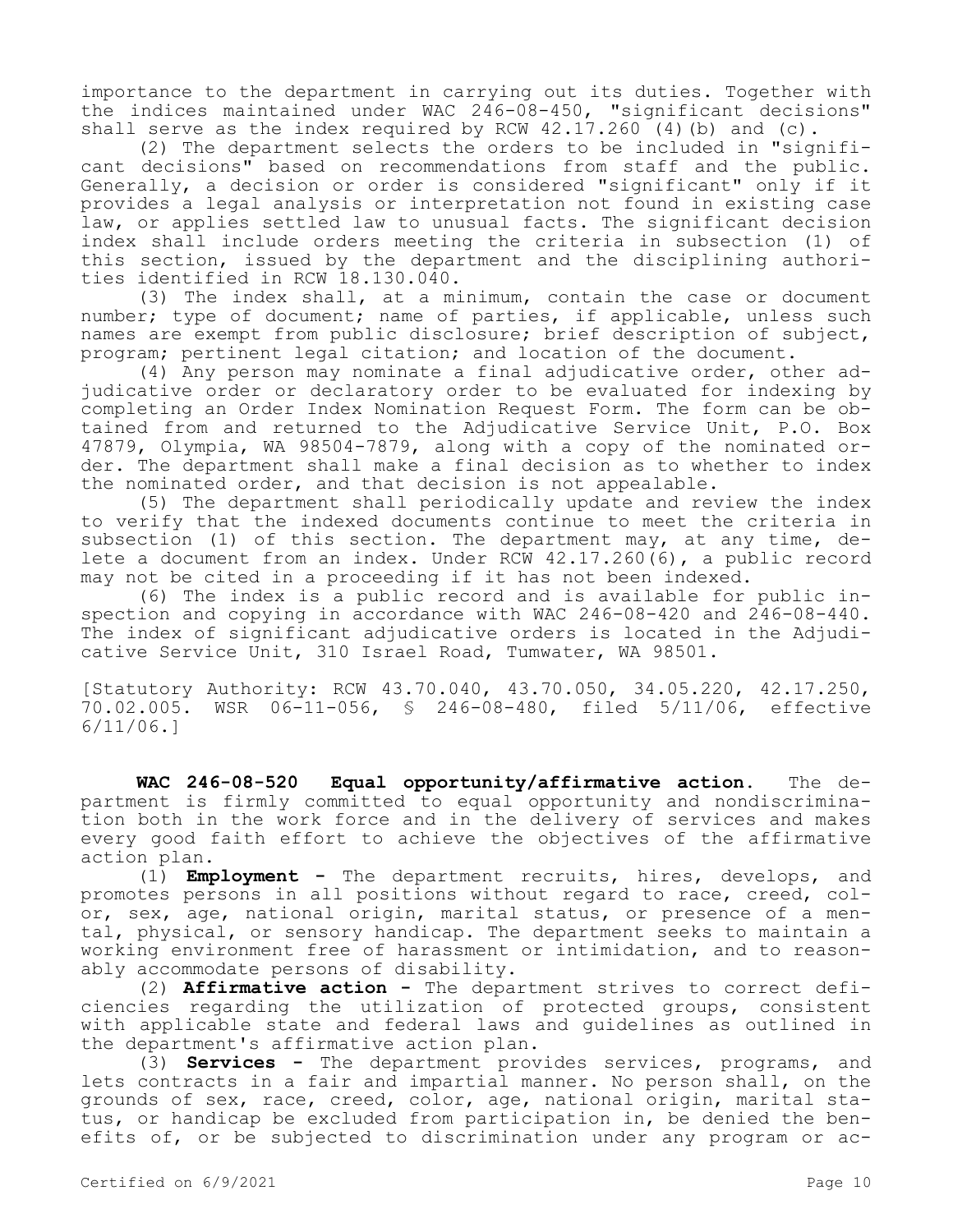importance to the department in carrying out its duties. Together with the indices maintained under WAC 246-08-450, "significant decisions" shall serve as the index required by RCW 42.17.260 (4)(b) and (c).

(2) The department selects the orders to be included in "significant decisions" based on recommendations from staff and the public. Generally, a decision or order is considered "significant" only if it provides a legal analysis or interpretation not found in existing case law, or applies settled law to unusual facts. The significant decision index shall include orders meeting the criteria in subsection (1) of this section, issued by the department and the disciplining authorities identified in RCW 18.130.040.

(3) The index shall, at a minimum, contain the case or document number; type of document; name of parties, if applicable, unless such names are exempt from public disclosure; brief description of subject, program; pertinent legal citation; and location of the document.

(4) Any person may nominate a final adjudicative order, other adjudicative order or declaratory order to be evaluated for indexing by completing an Order Index Nomination Request Form. The form can be obtained from and returned to the Adjudicative Service Unit, P.O. Box 47879, Olympia, WA 98504-7879, along with a copy of the nominated order. The department shall make a final decision as to whether to index the nominated order, and that decision is not appealable.

(5) The department shall periodically update and review the index to verify that the indexed documents continue to meet the criteria in subsection (1) of this section. The department may, at any time, delete a document from an index. Under RCW 42.17.260(6), a public record may not be cited in a proceeding if it has not been indexed.

(6) The index is a public record and is available for public inspection and copying in accordance with WAC 246-08-420 and 246-08-440. The index of significant adjudicative orders is located in the Adjudicative Service Unit, 310 Israel Road, Tumwater, WA 98501.

[Statutory Authority: RCW 43.70.040, 43.70.050, 34.05.220, 42.17.250, 70.02.005. WSR 06-11-056, § 246-08-480, filed 5/11/06, effective 6/11/06.]

**WAC 246-08-520 Equal opportunity/affirmative action.** The department is firmly committed to equal opportunity and nondiscrimination both in the work force and in the delivery of services and makes every good faith effort to achieve the objectives of the affirmative action plan.

(1) **Employment -** The department recruits, hires, develops, and promotes persons in all positions without regard to race, creed, color, sex, age, national origin, marital status, or presence of a mental, physical, or sensory handicap. The department seeks to maintain a working environment free of harassment or intimidation, and to reasonably accommodate persons of disability.

(2) **Affirmative action -** The department strives to correct deficiencies regarding the utilization of protected groups, consistent with applicable state and federal laws and guidelines as outlined in the department's affirmative action plan.

(3) **Services -** The department provides services, programs, and lets contracts in a fair and impartial manner. No person shall, on the grounds of sex, race, creed, color, age, national origin, marital status, or handicap be excluded from participation in, be denied the benefits of, or be subjected to discrimination under any program or ac-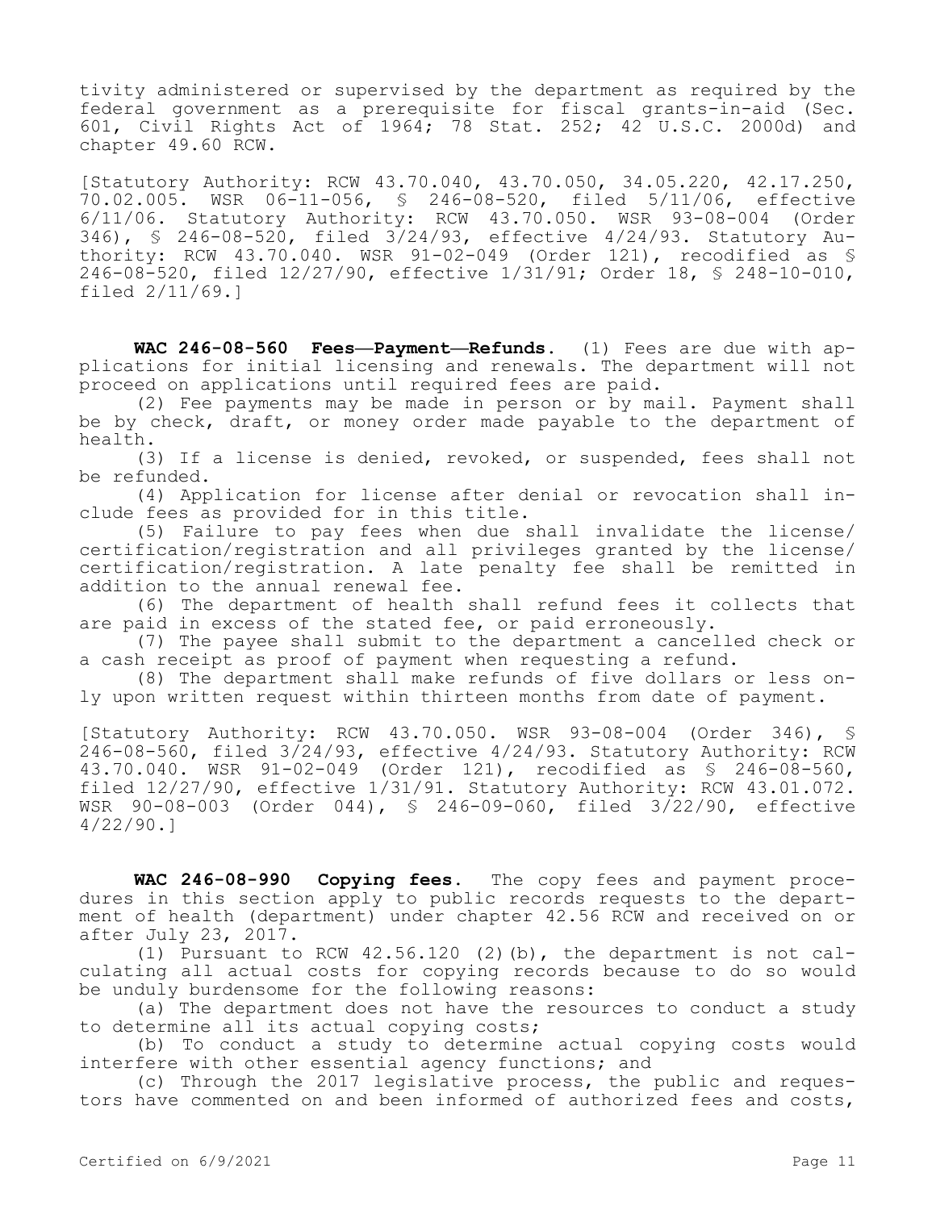tivity administered or supervised by the department as required by the federal government as a prerequisite for fiscal grants-in-aid (Sec. 601, Civil Rights Act of 1964; 78 Stat. 252; 42 U.S.C. 2000d) and chapter 49.60 RCW.

[Statutory Authority: RCW 43.70.040, 43.70.050, 34.05.220, 42.17.250, 70.02.005. WSR 06-11-056, § 246-08-520, filed 5/11/06, effective 6/11/06. Statutory Authority: RCW 43.70.050. WSR 93-08-004 (Order 346), § 246-08-520, filed 3/24/93, effective 4/24/93. Statutory Authority: RCW 43.70.040. WSR 91-02-049 (Order 121), recodified as § 246-08-520, filed 12/27/90, effective 1/31/91; Order 18, § 248-10-010, filed 2/11/69.]

**WAC 246-08-560 Fees—Payment—Refunds.** (1) Fees are due with applications for initial licensing and renewals. The department will not proceed on applications until required fees are paid.

(2) Fee payments may be made in person or by mail. Payment shall be by check, draft, or money order made payable to the department of health.

(3) If a license is denied, revoked, or suspended, fees shall not be refunded.

(4) Application for license after denial or revocation shall include fees as provided for in this title.

(5) Failure to pay fees when due shall invalidate the license/certification/registration and all privileges granted by the license/certification/registration. A late penalty fee shall be remitted in addition to the annual renewal fee.

(6) The department of health shall refund fees it collects that are paid in excess of the stated fee, or paid erroneously.

(7) The payee shall submit to the department a cancelled check or a cash receipt as proof of payment when requesting a refund.

(8) The department shall make refunds of five dollars or less only upon written request within thirteen months from date of payment.

[Statutory Authority: RCW 43.70.050. WSR 93-08-004 (Order 346), § 246-08-560, filed 3/24/93, effective 4/24/93. Statutory Authority: RCW 43.70.040. WSR 91-02-049 (Order 121), recodified as § 246-08-560, filed 12/27/90, effective 1/31/91. Statutory Authority: RCW 43.01.072. WSR 90-08-003 (Order 044), § 246-09-060, filed 3/22/90, effective 4/22/90.]

**WAC 246-08-990 Copying fees.** The copy fees and payment procedures in this section apply to public records requests to the department of health (department) under chapter 42.56 RCW and received on or after July 23, 2017.

(1) Pursuant to RCW 42.56.120 (2)(b), the department is not calculating all actual costs for copying records because to do so would be unduly burdensome for the following reasons:

(a) The department does not have the resources to conduct a study to determine all its actual copying costs;

(b) To conduct a study to determine actual copying costs would interfere with other essential agency functions; and

(c) Through the 2017 legislative process, the public and requestors have commented on and been informed of authorized fees and costs,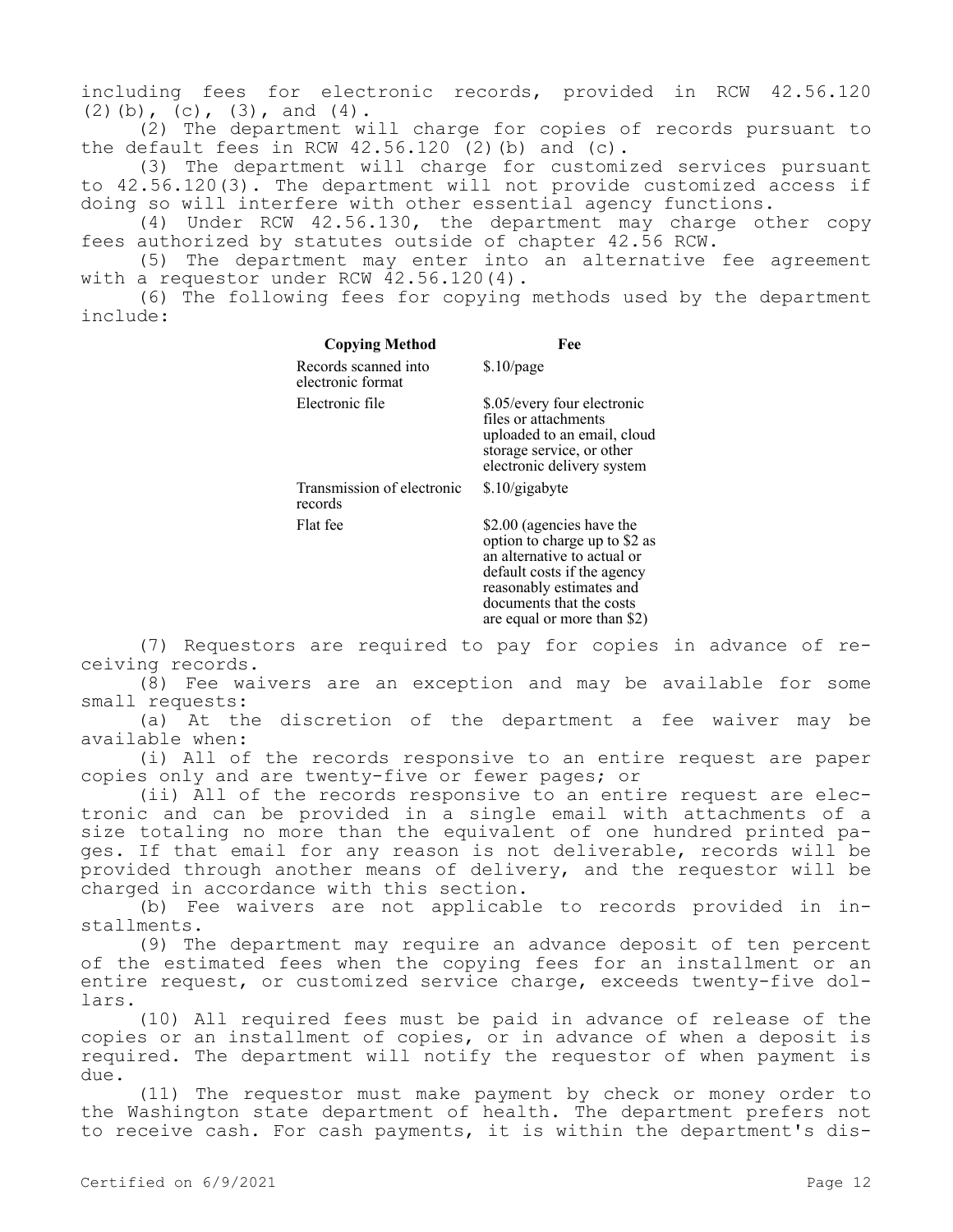including fees for electronic records, provided in RCW 42.56.120 (2)(b), (c), (3), and (4).

(2) The department will charge for copies of records pursuant to the default fees in RCW 42.56.120 (2)(b) and (c).

(3) The department will charge for customized services pursuant to 42.56.120(3). The department will not provide customized access if doing so will interfere with other essential agency functions.

(4) Under RCW 42.56.130, the department may charge other copy fees authorized by statutes outside of chapter 42.56 RCW.

(5) The department may enter into an alternative fee agreement with a requestor under RCW 42.56.120(4).

(6) The following fees for copying methods used by the department include:

| Copying Method | Fee |
|---|---|
| Records scanned into electronic format | $.10/page |
| Electronic file | $.05/every four electronic files or attachments uploaded to an email, cloud storage service, or other electronic delivery system |
| Transmission of electronic records | $.10/gigabyte |
| Flat fee | $2.00 (agencies have the option to charge up to $2 as an alternative to actual or default costs if the agency reasonably estimates and documents that the costs are equal or more than $2) |

(7) Requestors are required to pay for copies in advance of receiving records.

(8) Fee waivers are an exception and may be available for some small requests:

(a) At the discretion of the department a fee waiver may be available when:

(i) All of the records responsive to an entire request are paper copies only and are twenty-five or fewer pages; or

(ii) All of the records responsive to an entire request are electronic and can be provided in a single email with attachments of a size totaling no more than the equivalent of one hundred printed pages. If that email for any reason is not deliverable, records will be provided through another means of delivery, and the requestor will be charged in accordance with this section.

(b) Fee waivers are not applicable to records provided in installments.

(9) The department may require an advance deposit of ten percent of the estimated fees when the copying fees for an installment or an entire request, or customized service charge, exceeds twenty-five dollars.

(10) All required fees must be paid in advance of release of the copies or an installment of copies, or in advance of when a deposit is required. The department will notify the requestor of when payment is due.

(11) The requestor must make payment by check or money order to the Washington state department of health. The department prefers not to receive cash. For cash payments, it is within the department's dis-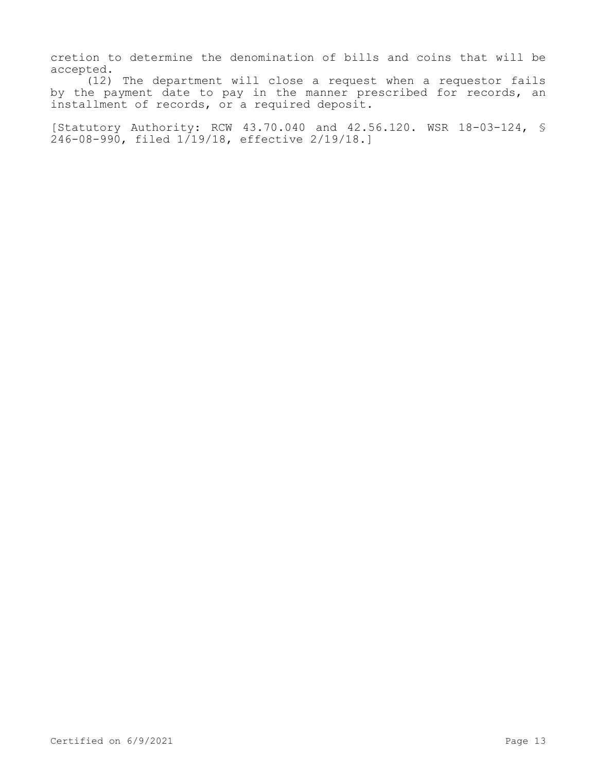cretion to determine the denomination of bills and coins that will be accepted.

(12) The department will close a request when a requestor fails by the payment date to pay in the manner prescribed for records, an installment of records, or a required deposit.

[Statutory Authority: RCW 43.70.040 and 42.56.120. WSR 18-03-124, § 246-08-990, filed 1/19/18, effective 2/19/18.]